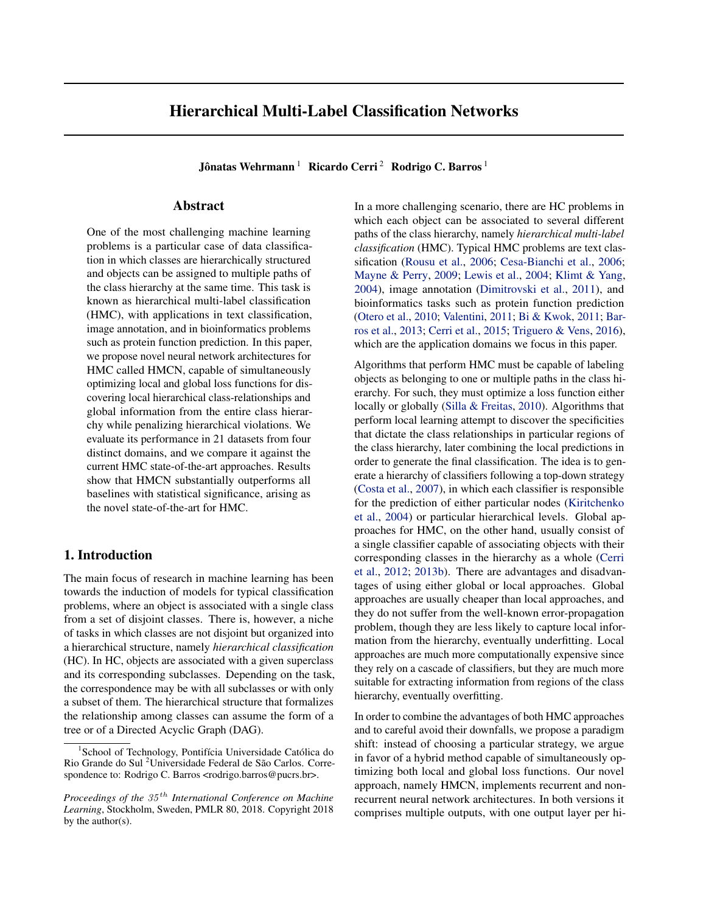# Hierarchical Multi-Label Classification Networks

**Jônatas Wehrmann** [1] **Ricardo Cerri** [2] **Rodrigo C. Barros** [1]

## Abstract

One of the most challenging machine learning problems is a particular case of data classification in which classes are hierarchically structured and objects can be assigned to multiple paths of the class hierarchy at the same time. This task is known as hierarchical multi-label classification (HMC), with applications in text classification, image annotation, and in bioinformatics problems such as protein function prediction. In this paper, we propose novel neural network architectures for HMC called HMCN, capable of simultaneously optimizing local and global loss functions for discovering local hierarchical class-relationships and global information from the entire class hierarchy while penalizing hierarchical violations. We evaluate its performance in 21 datasets from four distinct domains, and we compare it against the current HMC state-of-the-art approaches. Results show that HMCN substantially outperforms all baselines with statistical significance, arising as the novel state-of-the-art for HMC.

## 1. Introduction

The main focus of research in machine learning has been towards the induction of models for typical classification problems, where an object is associated with a single class from a set of disjoint classes. There is, however, a niche of tasks in which classes are not disjoint but organized into a hierarchical structure, namely *hierarchical classification* (HC). In HC, objects are associated with a given superclass and its corresponding subclasses. Depending on the task, the correspondence may be with all subclasses or with only a subset of them. The hierarchical structure that formalizes the relationship among classes can assume the form of a tree or of a Directed Acyclic Graph (DAG).

In a more challenging scenario, there are HC problems in which each object can be associated to several different paths of the class hierarchy, namely *hierarchical multi-label classification* (HMC). Typical HMC problems are text classification (Rousu et al., 2006; Cesa-Bianchi et al., 2006; Mayne & Perry, 2009; Lewis et al., 2004; Klimt & Yang, 2004), image annotation (Dimitrovski et al., 2011), and bioinformatics tasks such as protein function prediction (Otero et al., 2010; Valentini, 2011; Bi & Kwok, 2011; Barros et al., 2013; Cerri et al., 2015; Triguero & Vens, 2016), which are the application domains we focus in this paper.

Algorithms that perform HMC must be capable of labeling objects as belonging to one or multiple paths in the class hierarchy. For such, they must optimize a loss function either locally or globally (Silla & Freitas, 2010). Algorithms that perform local learning attempt to discover the specificities that dictate the class relationships in particular regions of the class hierarchy, later combining the local predictions in order to generate the final classification. The idea is to generate a hierarchy of classifiers following a top-down strategy (Costa et al., 2007), in which each classifier is responsible for the prediction of either particular nodes (Kiritchenko et al., 2004) or particular hierarchical levels. Global approaches for HMC, on the other hand, usually consist of a single classifier capable of associating objects with their corresponding classes in the hierarchy as a whole (Cerri et al., 2012; 2013b). There are advantages and disadvantages of using either global or local approaches. Global approaches are usually cheaper than local approaches, and they do not suffer from the well-known error-propagation problem, though they are less likely to capture local information from the hierarchy, eventually underfitting. Local approaches are much more computationally expensive since they rely on a cascade of classifiers, but they are much more suitable for extracting information from regions of the class hierarchy, eventually overfitting.

In order to combine the advantages of both HMC approaches and to careful avoid their downfalls, we propose a paradigm shift: instead of choosing a particular strategy, we argue in favor of a hybrid method capable of simultaneously optimizing both local and global loss functions. Our novel approach, namely HMCN, implements recurrent and non-recurrent neural network architectures. In both versions it comprises multiple outputs, with one output layer per hi-

---

[1] School of Technology, Pontifícia Universidade Católica do Rio Grande do Sul [2] Universidade Federal de São Carlos. Correspondence to: Rodrigo C. Barros <rodrigo.barros@pucrs.br>.

*Proceedings of the 35th International Conference on Machine Learning*, Stockholm, Sweden, PMLR 80, 2018. Copyright 2018 by the author(s).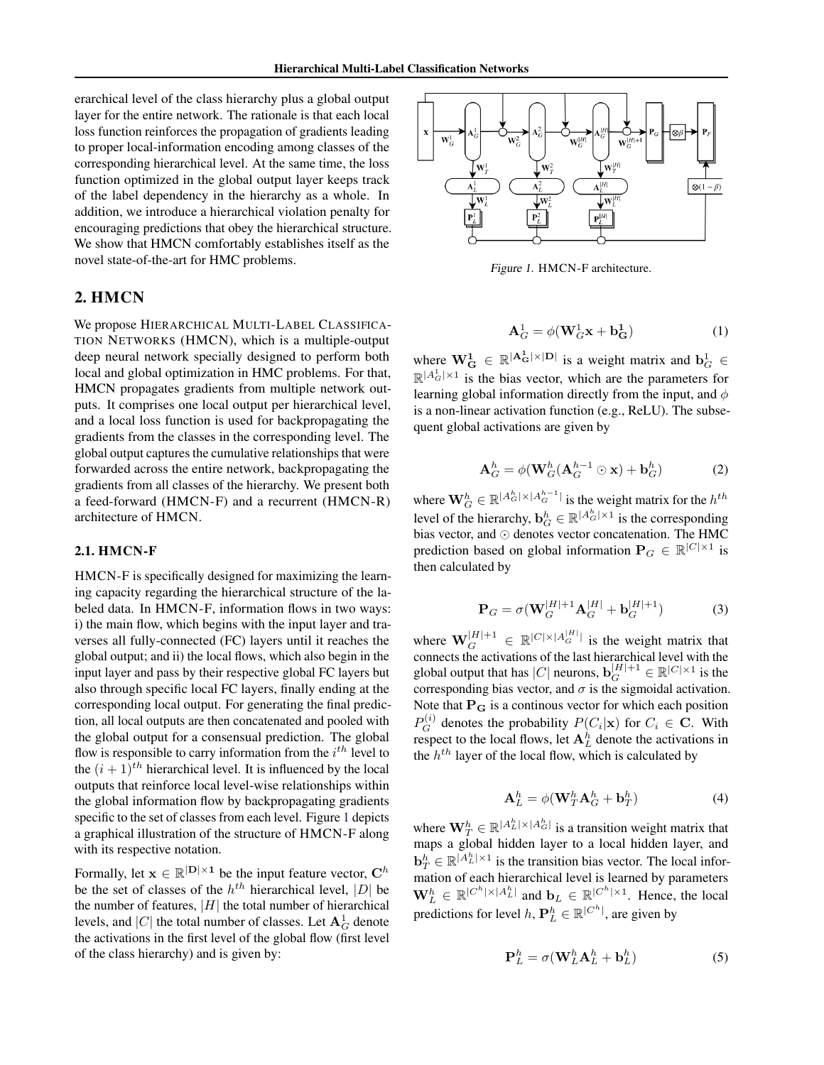erarchical level of the class hierarchy plus a global output layer for the entire network. The rationale is that each local loss function reinforces the propagation of gradients leading to proper local-information encoding among classes of the corresponding hierarchical level. At the same time, the loss function optimized in the global output layer keeps track of the label dependency in the hierarchy as a whole. In addition, we introduce a hierarchical violation penalty for encouraging predictions that obey the hierarchical structure. We show that HMCN comfortably establishes itself as the novel state-of-the-art for HMC problems.

## 2. HMCN

We propose HIERARCHICAL MULTI-LABEL CLASSIFICATION NETWORKS (HMCN), which is a multiple-output deep neural network specially designed to perform both local and global optimization in HMC problems. For that, HMCN propagates gradients from multiple network outputs. It comprises one local output per hierarchical level, and a local loss function is used for backpropagating the gradients from the classes in the corresponding level. The global output captures the cumulative relationships that were forwarded across the entire network, backpropagating the gradients from all classes of the hierarchy. We present both a feed-forward (HMCN-F) and a recurrent (HMCN-R) architecture of HMCN.

### 2.1. HMCN-F

HMCN-F is specifically designed for maximizing the learning capacity regarding the hierarchical structure of the labeled data. In HMCN-F, information flows in two ways: i) the main flow, which begins with the input layer and traverses all fully-connected (FC) layers until it reaches the global output; and ii) the local flows, which also begin in the input layer and pass by their respective global FC layers but also through specific local FC layers, finally ending at the corresponding local output. For generating the final prediction, all local outputs are then concatenated and pooled with the global output for a consensual prediction. The global flow is responsible to carry information from the $i^{th}$ level to the $(i+1)^{th}$ hierarchical level. It is influenced by the local outputs that reinforce local level-wise relationships within the global information flow by backpropagating gradients specific to the set of classes from each level. Figure 1 depicts a graphical illustration of the structure of HMCN-F along with its respective notation.

Formally, let $\mathbf{x} \in \mathbb{R}^{|\mathbf{D}| \times \mathbf{1}}$ be the input feature vector, $\mathbf{C}^h$ be the set of classes of the $h^{th}$ hierarchical level, $|D|$ be the number of features, $|H|$ the total number of hierarchical levels, and $|C|$ the total number of classes. Let $\mathbf{A}_G^1$ denote the activations in the first level of the global flow (first level of the class hierarchy) and is given by:

Figure 1. HMCN-F architecture.

$$\mathbf{A}_G^1 = \phi(\mathbf{W}_G^1 \mathbf{x} + \mathbf{b_G^1}) \tag{1}$$

where $\mathbf{W_G^1} \in \mathbb{R}^{|\mathbf{A_G^1}| \times |\mathbf{D}|}$ is a weight matrix and $\mathbf{b}_G^1 \in \mathbb{R}^{|A_G^1| \times 1}$ is the bias vector, which are the parameters for learning global information directly from the input, and $\phi$ is a non-linear activation function (e.g., ReLU). The subsequent global activations are given by

$$\mathbf{A}_G^h = \phi(\mathbf{W}_G^h(\mathbf{A}_G^{h-1} \odot \mathbf{x}) + \mathbf{b}_G^h) \tag{2}$$

where $\mathbf{W}_G^h \in \mathbb{R}^{|A_G^h| \times |A_G^{h-1}|}$ is the weight matrix for the $h^{th}$ level of the hierarchy, $\mathbf{b}_G^h \in \mathbb{R}^{|A_G^h| \times 1}$ is the corresponding bias vector, and $\odot$ denotes vector concatenation. The HMC prediction based on global information $\mathbf{P}_G \in \mathbb{R}^{|C| \times 1}$ is then calculated by

$$\mathbf{P}_G = \sigma(\mathbf{W}_G^{|H|+1} \mathbf{A}_G^{|H|} + \mathbf{b}_G^{|H|+1}) \tag{3}$$

where $\mathbf{W}_G^{|H|+1} \in \mathbb{R}^{|C| \times |A_G^{|H|}|}$ is the weight matrix that connects the activations of the last hierarchical level with the global output that has $|C|$ neurons, $\mathbf{b}_G^{|H|+1} \in \mathbb{R}^{|C| \times 1}$ is the corresponding bias vector, and $\sigma$ is the sigmoidal activation. Note that $\mathbf{P_G}$ is a continous vector for which each position $P_G^{(i)}$ denotes the probability $P(C_i|\mathbf{x})$ for $C_i \in \mathbf{C}$. With respect to the local flows, let $\mathbf{A}_L^h$ denote the activations in the $h^{th}$ layer of the local flow, which is calculated by

$$\mathbf{A}_L^h = \phi(\mathbf{W}_T^h \mathbf{A}_G^h + \mathbf{b}_T^h) \tag{4}$$

where $\mathbf{W}_T^h \in \mathbb{R}^{|A_L^h| \times |A_G^h|}$ is a transition weight matrix that maps a global hidden layer to a local hidden layer, and $\mathbf{b}_T^h \in \mathbb{R}^{|A_L^h| \times 1}$ is the transition bias vector. The local information of each hierarchical level is learned by parameters $\mathbf{W}_L^h \in \mathbb{R}^{|C^h| \times |A_L^h|}$ and $\mathbf{b}_L \in \mathbb{R}^{|C^h| \times 1}$. Hence, the local predictions for level $h$, $\mathbf{P}_L^h \in \mathbb{R}^{|C^h|}$, are given by

$$\mathbf{P}_L^h = \sigma(\mathbf{W}_L^h \mathbf{A}_L^h + \mathbf{b}_L^h) \tag{5}$$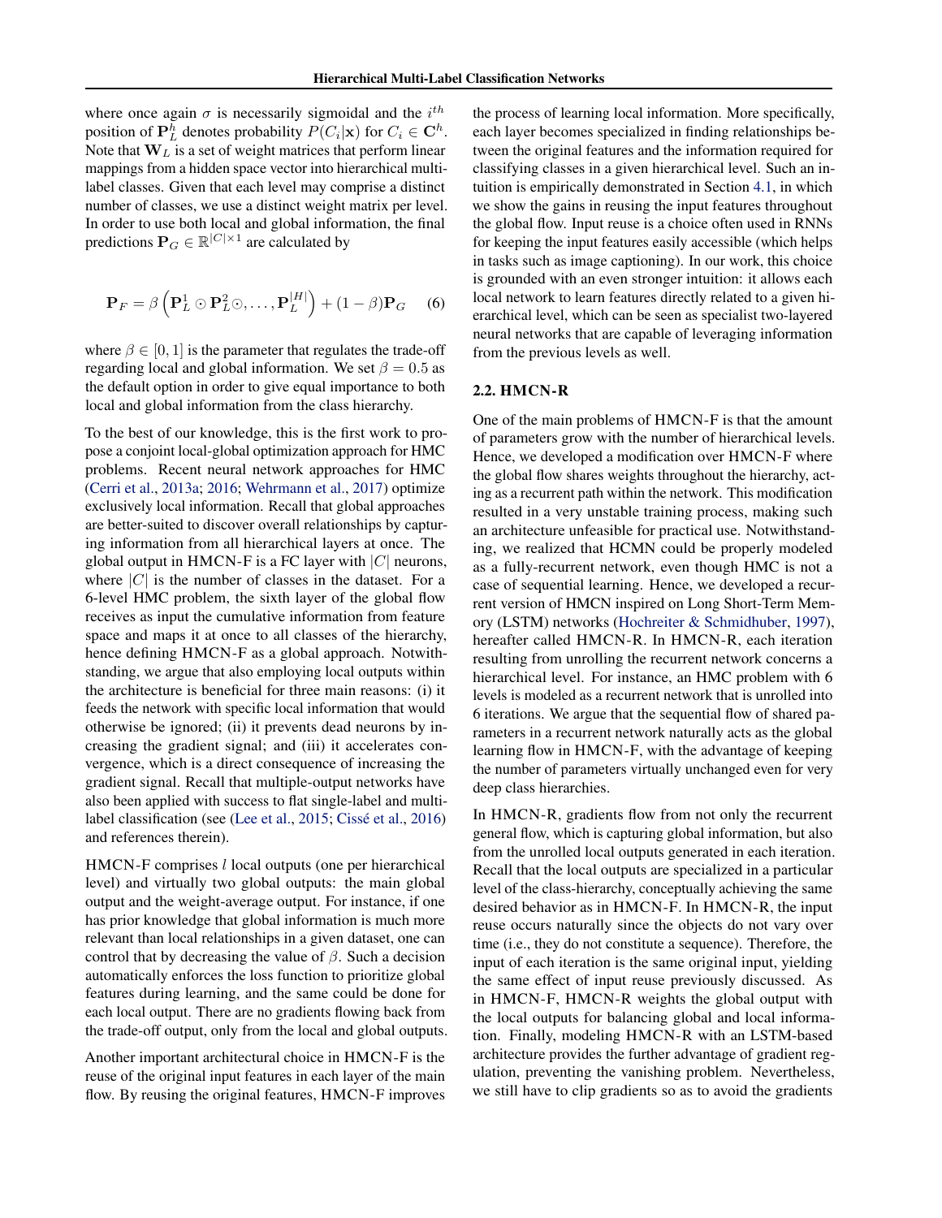where once again $\sigma$ is necessarily sigmoidal and the $i^{th}$ position of $\mathbf{P}_L^h$ denotes probability $P(C_i|\mathbf{x})$ for $C_i \in \mathbf{C}^h$. Note that $\mathbf{W}_L$ is a set of weight matrices that perform linear mappings from a hidden space vector into hierarchical multi-label classes. Given that each level may comprise a distinct number of classes, we use a distinct weight matrix per level. In order to use both local and global information, the final predictions $\mathbf{P}_G \in \mathbb{R}^{|C| \times 1}$ are calculated by

$$\mathbf{P}_F = \beta \left( \mathbf{P}_L^1 \odot \mathbf{P}_L^2 \odot, \ldots, \mathbf{P}_L^{|H|} \right) + (1 - \beta)\mathbf{P}_G \quad (6)$$

where $\beta \in [0, 1]$ is the parameter that regulates the trade-off regarding local and global information. We set $\beta = 0.5$ as the default option in order to give equal importance to both local and global information from the class hierarchy.

To the best of our knowledge, this is the first work to propose a conjoint local-global optimization approach for HMC problems. Recent neural network approaches for HMC (Cerri et al., 2013a; 2016; Wehrmann et al., 2017) optimize exclusively local information. Recall that global approaches are better-suited to discover overall relationships by capturing information from all hierarchical layers at once. The global output in HMCN-F is a FC layer with $|C|$ neurons, where $|C|$ is the number of classes in the dataset. For a 6-level HMC problem, the sixth layer of the global flow receives as input the cumulative information from feature space and maps it at once to all classes of the hierarchy, hence defining HMCN-F as a global approach. Notwithstanding, we argue that also employing local outputs within the architecture is beneficial for three main reasons: (i) it feeds the network with specific local information that would otherwise be ignored; (ii) it prevents dead neurons by increasing the gradient signal; and (iii) it accelerates convergence, which is a direct consequence of increasing the gradient signal. Recall that multiple-output networks have also been applied with success to flat single-label and multi-label classification (see (Lee et al., 2015; Cissé et al., 2016) and references therein).

HMCN-F comprises $l$ local outputs (one per hierarchical level) and virtually two global outputs: the main global output and the weight-average output. For instance, if one has prior knowledge that global information is much more relevant than local relationships in a given dataset, one can control that by decreasing the value of $\beta$. Such a decision automatically enforces the loss function to prioritize global features during learning, and the same could be done for each local output. There are no gradients flowing back from the trade-off output, only from the local and global outputs.

Another important architectural choice in HMCN-F is the reuse of the original input features in each layer of the main flow. By reusing the original features, HMCN-F improves the process of learning local information. More specifically, each layer becomes specialized in finding relationships between the original features and the information required for classifying classes in a given hierarchical level. Such an intuition is empirically demonstrated in Section 4.1, in which we show the gains in reusing the input features throughout the global flow. Input reuse is a choice often used in RNNs for keeping the input features easily accessible (which helps in tasks such as image captioning). In our work, this choice is grounded with an even stronger intuition: it allows each local network to learn features directly related to a given hierarchical level, which can be seen as specialist two-layered neural networks that are capable of leveraging information from the previous levels as well.

### 2.2. HMCN-R

One of the main problems of HMCN-F is that the amount of parameters grow with the number of hierarchical levels. Hence, we developed a modification over HMCN-F where the global flow shares weights throughout the hierarchy, acting as a recurrent path within the network. This modification resulted in a very unstable training process, making such an architecture unfeasible for practical use. Notwithstanding, we realized that HCMN could be properly modeled as a fully-recurrent network, even though HMC is not a case of sequential learning. Hence, we developed a recurrent version of HMCN inspired on Long Short-Term Memory (LSTM) networks (Hochreiter & Schmidhuber, 1997), hereafter called HMCN-R. In HMCN-R, each iteration resulting from unrolling the recurrent network concerns a hierarchical level. For instance, an HMC problem with 6 levels is modeled as a recurrent network that is unrolled into 6 iterations. We argue that the sequential flow of shared parameters in a recurrent network naturally acts as the global learning flow in HMCN-F, with the advantage of keeping the number of parameters virtually unchanged even for very deep class hierarchies.

In HMCN-R, gradients flow from not only the recurrent general flow, which is capturing global information, but also from the unrolled local outputs generated in each iteration. Recall that the local outputs are specialized in a particular level of the class-hierarchy, conceptually achieving the same desired behavior as in HMCN-F. In HMCN-R, the input reuse occurs naturally since the objects do not vary over time (i.e., they do not constitute a sequence). Therefore, the input of each iteration is the same original input, yielding the same effect of input reuse previously discussed. As in HMCN-F, HMCN-R weights the global output with the local outputs for balancing global and local information. Finally, modeling HMCN-R with an LSTM-based architecture provides the further advantage of gradient regulation, preventing the vanishing problem. Nevertheless, we still have to clip gradients so as to avoid the gradients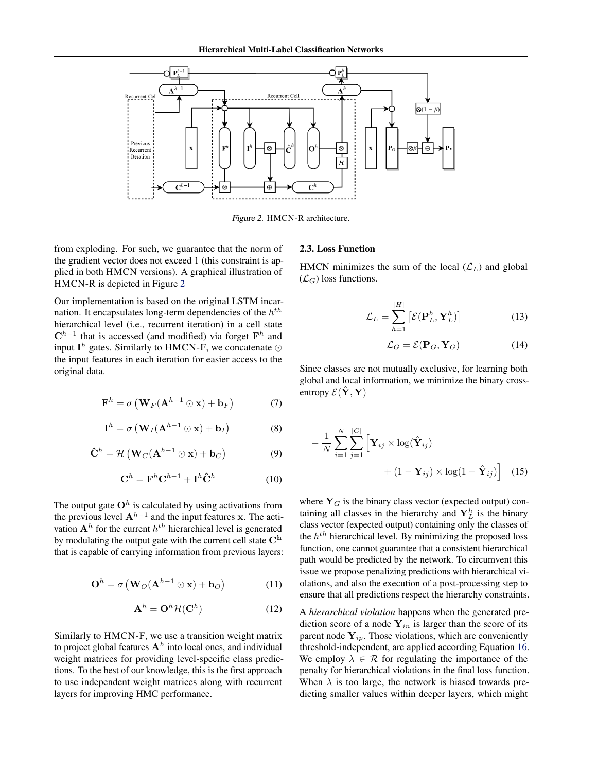*Figure 2.* HMCN-R architecture.

from exploding. For such, we guarantee that the norm of the gradient vector does not exceed 1 (this constraint is applied in both HMCN versions). A graphical illustration of HMCN-R is depicted in Figure 2

Our implementation is based on the original LSTM incarnation. It encapsulates long-term dependencies of the $h^{th}$ hierarchical level (i.e., recurrent iteration) in a cell state $\mathbf{C}^{h-1}$ that is accessed (and modified) via forget $\mathbf{F}^h$ and input $\mathbf{I}^h$ gates. Similarly to HMCN-F, we concatenate $\odot$ the input features in each iteration for easier access to the original data.

$$\mathbf{F}^h = \sigma\left(\mathbf{W}_F(\mathbf{A}^{h-1} \odot \mathbf{x}) + \mathbf{b}_F\right) \tag{7}$$

$$\mathbf{I}^h = \sigma\left(\mathbf{W}_I(\mathbf{A}^{h-1} \odot \mathbf{x}) + \mathbf{b}_I\right) \tag{8}$$

$$\hat{\mathbf{C}}^h = \mathcal{H}\left(\mathbf{W}_C(\mathbf{A}^{h-1} \odot \mathbf{x}) + \mathbf{b}_C\right) \tag{9}$$

$$\mathbf{C}^h = \mathbf{F}^h\mathbf{C}^{h-1} + \mathbf{I}^h\hat{\mathbf{C}}^h \tag{10}$$

The output gate $\mathbf{O}^h$ is calculated by using activations from the previous level $\mathbf{A}^{h-1}$ and the input features $\mathbf{x}$. The activation $\mathbf{A}^h$ for the current $h^{th}$ hierarchical level is generated by modulating the output gate with the current cell state $\mathbf{C}^{\mathbf{h}}$ that is capable of carrying information from previous layers:

$$\mathbf{O}^h = \sigma\left(\mathbf{W}_O(\mathbf{A}^{h-1} \odot \mathbf{x}) + \mathbf{b}_O\right) \tag{11}$$

$$\mathbf{A}^h = \mathbf{O}^h\mathcal{H}(\mathbf{C}^h) \tag{12}$$

Similarly to HMCN-F, we use a transition weight matrix to project global features $\mathbf{A}^h$ into local ones, and individual weight matrices for providing level-specific class predictions. To the best of our knowledge, this is the first approach to use independent weight matrices along with recurrent layers for improving HMC performance.

### 2.3. Loss Function

HMCN minimizes the sum of the local ($\mathcal{L}_L$) and global ($\mathcal{L}_G$) loss functions.

$$\mathcal{L}_L = \sum_{h=1}^{|H|}\left[\mathcal{E}(\mathbf{P}_L^h, \mathbf{Y}_L^h)\right] \tag{13}$$

$$\mathcal{L}_G = \mathcal{E}(\mathbf{P}_G, \mathbf{Y}_G) \tag{14}$$

Since classes are not mutually exclusive, for learning both global and local information, we minimize the binary cross-entropy $\mathcal{E}(\hat{\mathbf{Y}}, \mathbf{Y})$

$$-\frac{1}{N}\sum_{i=1}^{N}\sum_{j=1}^{|C|}\Big[\mathbf{Y}_{ij} \times \log(\hat{\mathbf{Y}}_{ij}) + (1 - \mathbf{Y}_{ij}) \times \log(1 - \hat{\mathbf{Y}}_{ij})\Big] \tag{15}$$

where $\mathbf{Y}_G$ is the binary class vector (expected output) containing all classes in the hierarchy and $\mathbf{Y}_L^h$ is the binary class vector (expected output) containing only the classes of the $h^{th}$ hierarchical level. By minimizing the proposed loss function, one cannot guarantee that a consistent hierarchical path would be predicted by the network. To circumvent this issue we propose penalizing predictions with hierarchical violations, and also the execution of a post-processing step to ensure that all predictions respect the hierarchy constraints.

A *hierarchical violation* happens when the generated prediction score of a node $\mathbf{Y}_{in}$ is larger than the score of its parent node $\mathbf{Y}_{ip}$. Those violations, which are conveniently threshold-independent, are applied according Equation 16. We employ $\lambda \in \mathcal{R}$ for regulating the importance of the penalty for hierarchical violations in the final loss function. When $\lambda$ is too large, the network is biased towards predicting smaller values within deeper layers, which might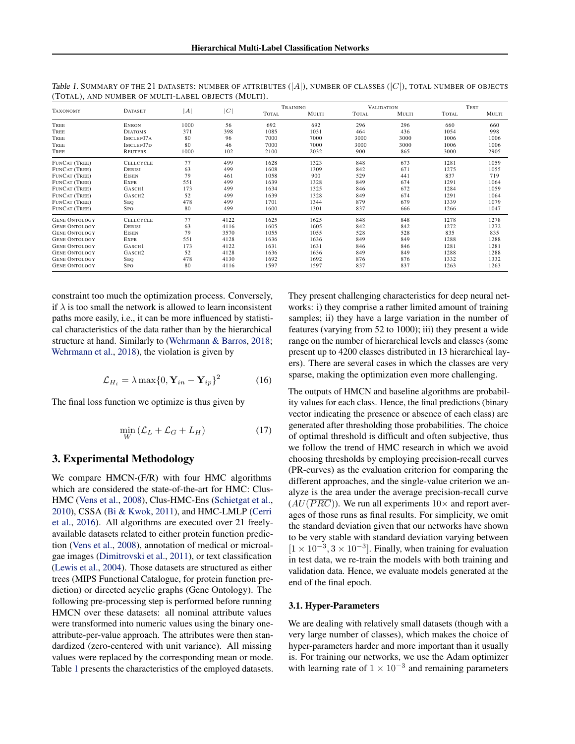Table 1. SUMMARY OF THE 21 DATASETS: NUMBER OF ATTRIBUTES ($|A|$), NUMBER OF CLASSES ($|C|$), TOTAL NUMBER OF OBJECTS (TOTAL), AND NUMBER OF MULTI-LABEL OBJECTS (MULTI).

| TAXONOMY | DATASET | $\|A\|$ | $\|C\|$ | TRAINING | | VALIDATION | | TEST | |
|---|---|---|---|---|---|---|---|---|---|
| | | | | TOTAL | MULTI | TOTAL | MULTI | TOTAL | MULTI |
| TREE | ENRON | 1000 | 56 | 692 | 692 | 296 | 296 | 660 | 660 |
| TREE | DIATOMS | 371 | 398 | 1085 | 1031 | 464 | 436 | 1054 | 998 |
| TREE | IMCLEF07A | 80 | 96 | 7000 | 7000 | 3000 | 3000 | 1006 | 1006 |
| TREE | IMCLEF07D | 80 | 46 | 7000 | 7000 | 3000 | 3000 | 1006 | 1006 |
| TREE | REUTERS | 1000 | 102 | 2100 | 2032 | 900 | 865 | 3000 | 2905 |
| FUNCAT (TREE) | CELLCYCLE | 77 | 499 | 1628 | 1323 | 848 | 673 | 1281 | 1059 |
| FUNCAT (TREE) | DERISI | 63 | 499 | 1608 | 1309 | 842 | 671 | 1275 | 1055 |
| FUNCAT (TREE) | EISEN | 79 | 461 | 1058 | 900 | 529 | 441 | 837 | 719 |
| FUNCAT (TREE) | EXPR | 551 | 499 | 1639 | 1328 | 849 | 674 | 1291 | 1064 |
| FUNCAT (TREE) | GASCH1 | 173 | 499 | 1634 | 1325 | 846 | 672 | 1284 | 1059 |
| FUNCAT (TREE) | GASCH2 | 52 | 499 | 1639 | 1328 | 849 | 674 | 1291 | 1064 |
| FUNCAT (TREE) | SEQ | 478 | 499 | 1701 | 1344 | 879 | 679 | 1339 | 1079 |
| FUNCAT (TREE) | SPO | 80 | 499 | 1600 | 1301 | 837 | 666 | 1266 | 1047 |
| GENE ONTOLOGY | CELLCYCLE | 77 | 4122 | 1625 | 1625 | 848 | 848 | 1278 | 1278 |
| GENE ONTOLOGY | DERISI | 63 | 4116 | 1605 | 1605 | 842 | 842 | 1272 | 1272 |
| GENE ONTOLOGY | EISEN | 79 | 3570 | 1055 | 1055 | 528 | 528 | 835 | 835 |
| GENE ONTOLOGY | EXPR | 551 | 4128 | 1636 | 1636 | 849 | 849 | 1288 | 1288 |
| GENE ONTOLOGY | GASCH1 | 173 | 4122 | 1631 | 1631 | 846 | 846 | 1281 | 1281 |
| GENE ONTOLOGY | GASCH2 | 52 | 4128 | 1636 | 1636 | 849 | 849 | 1288 | 1288 |
| GENE ONTOLOGY | SEQ | 478 | 4130 | 1692 | 1692 | 876 | 876 | 1332 | 1332 |
| GENE ONTOLOGY | SPO | 80 | 4116 | 1597 | 1597 | 837 | 837 | 1263 | 1263 |

constraint too much the optimization process. Conversely, if $\lambda$ is too small the network is allowed to learn inconsistent paths more easily, i.e., it can be more influenced by statistical characteristics of the data rather than by the hierarchical structure at hand. Similarly to (Wehrmann & Barros, 2018; Wehrmann et al., 2018), the violation is given by

$$\mathcal{L}_{H_i} = \lambda \max\{0, \mathbf{Y}_{in} - \mathbf{Y}_{ip}\}^2 \tag{16}$$

The final loss function we optimize is thus given by

$$\min_{W} \left(\mathcal{L}_L + \mathcal{L}_G + L_H\right) \tag{17}$$

## 3. Experimental Methodology

We compare HMCN-(F/R) with four HMC algorithms which are considered the state-of-the-art for HMC: Clus-HMC (Vens et al., 2008), Clus-HMC-Ens (Schietgat et al., 2010), CSSA (Bi & Kwok, 2011), and HMC-LMLP (Cerri et al., 2016). All algorithms are executed over 21 freely-available datasets related to either protein function prediction (Vens et al., 2008), annotation of medical or microalgae images (Dimitrovski et al., 2011), or text classification (Lewis et al., 2004). Those datasets are structured as either trees (MIPS Functional Catalogue, for protein function prediction) or directed acyclic graphs (Gene Ontology). The following pre-processing step is performed before running HMCN over these datasets: all nominal attribute values were transformed into numeric values using the binary one-attribute-per-value approach. The attributes were then standardized (zero-centered with unit variance). All missing values were replaced by the corresponding mean or mode. Table 1 presents the characteristics of the employed datasets. They present challenging characteristics for deep neural networks: i) they comprise a rather limited amount of training samples; ii) they have a large variation in the number of features (varying from 52 to 1000); iii) they present a wide range on the number of hierarchical levels and classes (some present up to 4200 classes distributed in 13 hierarchical layers). There are several cases in which the classes are very sparse, making the optimization even more challenging.

The outputs of HMCN and baseline algorithms are probability values for each class. Hence, the final predictions (binary vector indicating the presence or absence of each class) are generated after thresholding those probabilities. The choice of optimal threshold is difficult and often subjective, thus we follow the trend of HMC research in which we avoid choosing thresholds by employing precision-recall curves (PR-curves) as the evaluation criterion for comparing the different approaches, and the single-value criterion we analyze is the area under the average precision-recall curve ($AU(\overline{PRC})$). We run all experiments $10\times$ and report averages of those runs as final results. For simplicity, we omit the standard deviation given that our networks have shown to be very stable with standard deviation varying between $[1 \times 10^{-3}, 3 \times 10^{-3}]$. Finally, when training for evaluation in test data, we re-train the models with both training and validation data. Hence, we evaluate models generated at the end of the final epoch.

### 3.1. Hyper-Parameters

We are dealing with relatively small datasets (though with a very large number of classes), which makes the choice of hyper-parameters harder and more important than it usually is. For training our networks, we use the Adam optimizer with learning rate of $1 \times 10^{-3}$ and remaining parameters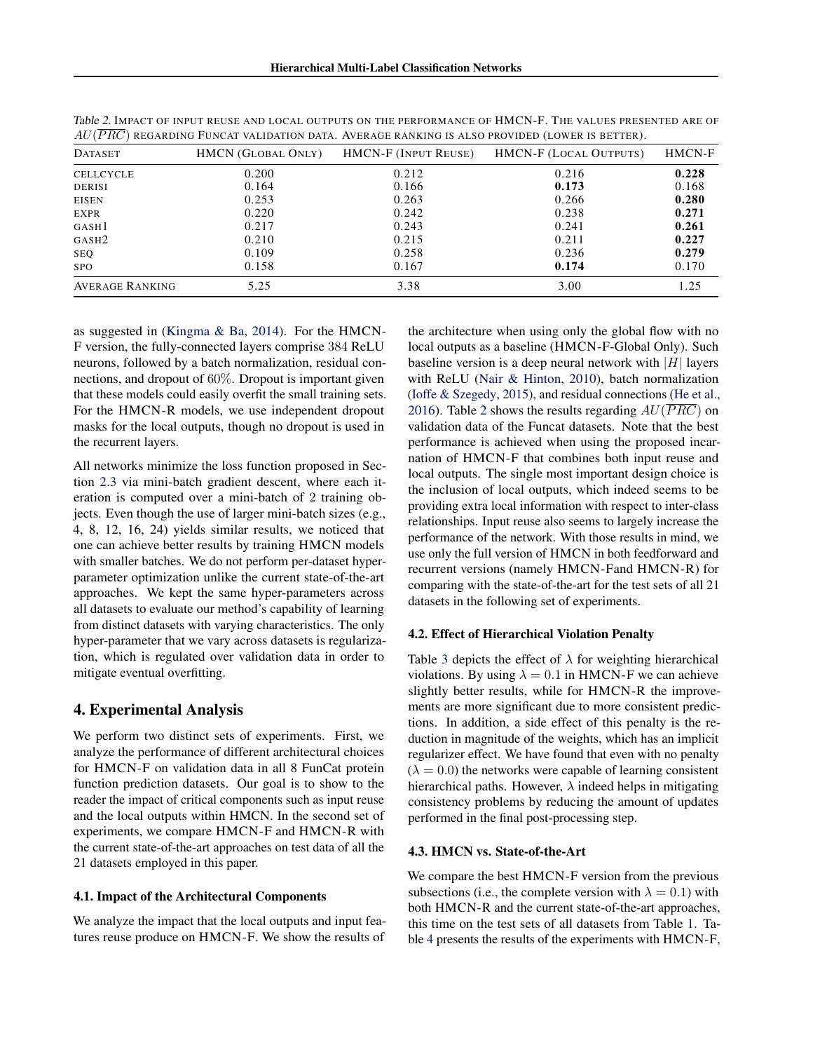Table 2. Impact of input reuse and local outputs on the performance of HMCN-F. The values presented are of $AU(\overline{PRC})$ regarding FunCat validation data. Average ranking is also provided (lower is better).

| Dataset | HMCN (Global Only) | HMCN-F (Input Reuse) | HMCN-F (Local Outputs) | HMCN-F |
|---|---|---|---|---|
| CELLCYCLE | 0.200 | 0.212 | 0.216 | **0.228** |
| DERISI | 0.164 | 0.166 | **0.173** | 0.168 |
| EISEN | 0.253 | 0.263 | 0.266 | **0.280** |
| EXPR | 0.220 | 0.242 | 0.238 | **0.271** |
| GASH1 | 0.217 | 0.243 | 0.241 | **0.261** |
| GASH2 | 0.210 | 0.215 | 0.211 | **0.227** |
| SEQ | 0.109 | 0.258 | 0.236 | **0.279** |
| SPO | 0.158 | 0.167 | **0.174** | 0.170 |
| Average Ranking | 5.25 | 3.38 | 3.00 | 1.25 |

as suggested in (Kingma & Ba, 2014). For the HMCN-F version, the fully-connected layers comprise 384 ReLU neurons, followed by a batch normalization, residual connections, and dropout of 60%. Dropout is important given that these models could easily overfit the small training sets. For the HMCN-R models, we use independent dropout masks for the local outputs, though no dropout is used in the recurrent layers.

All networks minimize the loss function proposed in Section 2.3 via mini-batch gradient descent, where each iteration is computed over a mini-batch of 2 training objects. Even though the use of larger mini-batch sizes (e.g., 4, 8, 12, 16, 24) yields similar results, we noticed that one can achieve better results by training HMCN models with smaller batches. We do not perform per-dataset hyper-parameter optimization unlike the current state-of-the-art approaches. We kept the same hyper-parameters across all datasets to evaluate our method's capability of learning from distinct datasets with varying characteristics. The only hyper-parameter that we vary across datasets is regularization, which is regulated over validation data in order to mitigate eventual overfitting.

## 4. Experimental Analysis

We perform two distinct sets of experiments. First, we analyze the performance of different architectural choices for HMCN-F on validation data in all 8 FunCat protein function prediction datasets. Our goal is to show to the reader the impact of critical components such as input reuse and the local outputs within HMCN. In the second set of experiments, we compare HMCN-F and HMCN-R with the current state-of-the-art approaches on test data of all the 21 datasets employed in this paper.

### 4.1. Impact of the Architectural Components

We analyze the impact that the local outputs and input features reuse produce on HMCN-F. We show the results of the architecture when using only the global flow with no local outputs as a baseline (HMCN-F-Global Only). Such baseline version is a deep neural network with $|H|$ layers with ReLU (Nair & Hinton, 2010), batch normalization (Ioffe & Szegedy, 2015), and residual connections (He et al., 2016). Table 2 shows the results regarding $AU(\overline{PRC})$ on validation data of the Funcat datasets. Note that the best performance is achieved when using the proposed incarnation of HMCN-F that combines both input reuse and local outputs. The single most important design choice is the inclusion of local outputs, which indeed seems to be providing extra local information with respect to inter-class relationships. Input reuse also seems to largely increase the performance of the network. With those results in mind, we use only the full version of HMCN in both feedforward and recurrent versions (namely HMCN-Fand HMCN-R) for comparing with the state-of-the-art for the test sets of all 21 datasets in the following set of experiments.

### 4.2. Effect of Hierarchical Violation Penalty

Table 3 depicts the effect of $\lambda$ for weighting hierarchical violations. By using $\lambda = 0.1$ in HMCN-F we can achieve slightly better results, while for HMCN-R the improvements are more significant due to more consistent predictions. In addition, a side effect of this penalty is the reduction in magnitude of the weights, which has an implicit regularizer effect. We have found that even with no penalty ($\lambda = 0.0$) the networks were capable of learning consistent hierarchical paths. However, $\lambda$ indeed helps in mitigating consistency problems by reducing the amount of updates performed in the final post-processing step.

### 4.3. HMCN vs. State-of-the-Art

We compare the best HMCN-F version from the previous subsections (i.e., the complete version with $\lambda = 0.1$) with both HMCN-R and the current state-of-the-art approaches, this time on the test sets of all datasets from Table 1. Table 4 presents the results of the experiments with HMCN-F,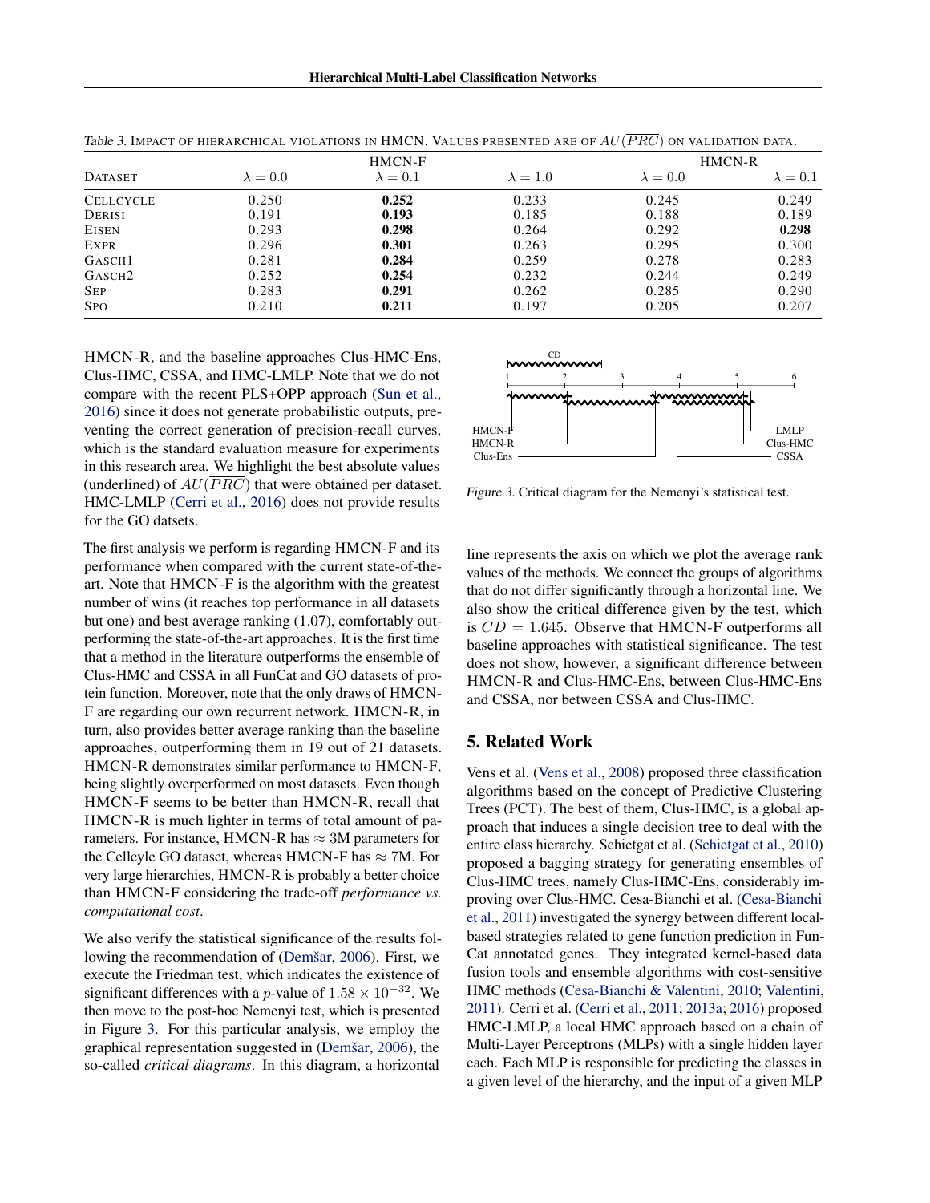*Table 3.* IMPACT OF HIERARCHICAL VIOLATIONS IN HMCN. VALUES PRESENTED ARE OF $AU(\overline{PRC})$ ON VALIDATION DATA.

| DATASET | HMCN-F | | | HMCN-R | |
|---|---|---|---|---|---|
| | $\lambda = 0.0$ | $\lambda = 0.1$ | $\lambda = 1.0$ | $\lambda = 0.0$ | $\lambda = 0.1$ |
| CELLCYCLE | 0.250 | **0.252** | 0.233 | 0.245 | 0.249 |
| DERISI | 0.191 | **0.193** | 0.185 | 0.188 | 0.189 |
| EISEN | 0.293 | **0.298** | 0.264 | 0.292 | **0.298** |
| EXPR | 0.296 | **0.301** | 0.263 | 0.295 | 0.300 |
| GASCH1 | 0.281 | **0.284** | 0.259 | 0.278 | 0.283 |
| GASCH2 | 0.252 | **0.254** | 0.232 | 0.244 | 0.249 |
| SEP | 0.283 | **0.291** | 0.262 | 0.285 | 0.290 |
| SPO | 0.210 | **0.211** | 0.197 | 0.205 | 0.207 |

HMCN-R, and the baseline approaches Clus-HMC-Ens, Clus-HMC, CSSA, and HMC-LMLP. Note that we do not compare with the recent PLS+OPP approach (Sun et al., 2016) since it does not generate probabilistic outputs, preventing the correct generation of precision-recall curves, which is the standard evaluation measure for experiments in this research area. We highlight the best absolute values (underlined) of $AU(\overline{PRC})$ that were obtained per dataset. HMC-LMLP (Cerri et al., 2016) does not provide results for the GO datsets.

The first analysis we perform is regarding HMCN-F and its performance when compared with the current state-of-the-art. Note that HMCN-F is the algorithm with the greatest number of wins (it reaches top performance in all datasets but one) and best average ranking (1.07), comfortably outperforming the state-of-the-art approaches. It is the first time that a method in the literature outperforms the ensemble of Clus-HMC and CSSA in all FunCat and GO datasets of protein function. Moreover, note that the only draws of HMCN-F are regarding our own recurrent network. HMCN-R, in turn, also provides better average ranking than the baseline approaches, outperforming them in 19 out of 21 datasets. HMCN-R demonstrates similar performance to HMCN-F, being slightly overperformed on most datasets. Even though HMCN-F seems to be better than HMCN-R, recall that HMCN-R is much lighter in terms of total amount of parameters. For instance, HMCN-R has $\approx$ 3M parameters for the Cellcyle GO dataset, whereas HMCN-F has $\approx$ 7M. For very large hierarchies, HMCN-R is probably a better choice than HMCN-F considering the trade-off *performance vs. computational cost*.

We also verify the statistical significance of the results following the recommendation of (Demšar, 2006). First, we execute the Friedman test, which indicates the existence of significant differences with a $p$-value of $1.58 \times 10^{-32}$. We then move to the post-hoc Nemenyi test, which is presented in Figure 3. For this particular analysis, we employ the graphical representation suggested in (Demšar, 2006), the so-called *critical diagrams*. In this diagram, a horizontal line represents the axis on which we plot the average rank values of the methods. We connect the groups of algorithms that do not differ significantly through a horizontal line. We also show the critical difference given by the test, which is $CD = 1.645$. Observe that HMCN-F outperforms all baseline approaches with statistical significance. The test does not show, however, a significant difference between HMCN-R and Clus-HMC-Ens, between Clus-HMC-Ens and CSSA, nor between CSSA and Clus-HMC.

*Figure 3.* Critical diagram for the Nemenyi's statistical test.

## 5. Related Work

Vens et al. (Vens et al., 2008) proposed three classification algorithms based on the concept of Predictive Clustering Trees (PCT). The best of them, Clus-HMC, is a global approach that induces a single decision tree to deal with the entire class hierarchy. Schietgat et al. (Schietgat et al., 2010) proposed a bagging strategy for generating ensembles of Clus-HMC trees, namely Clus-HMC-Ens, considerably improving over Clus-HMC. Cesa-Bianchi et al. (Cesa-Bianchi et al., 2011) investigated the synergy between different local-based strategies related to gene function prediction in FunCat annotated genes. They integrated kernel-based data fusion tools and ensemble algorithms with cost-sensitive HMC methods (Cesa-Bianchi & Valentini, 2010; Valentini, 2011). Cerri et al. (Cerri et al., 2011; 2013a; 2016) proposed HMC-LMLP, a local HMC approach based on a chain of Multi-Layer Perceptrons (MLPs) with a single hidden layer each. Each MLP is responsible for predicting the classes in a given level of the hierarchy, and the input of a given MLP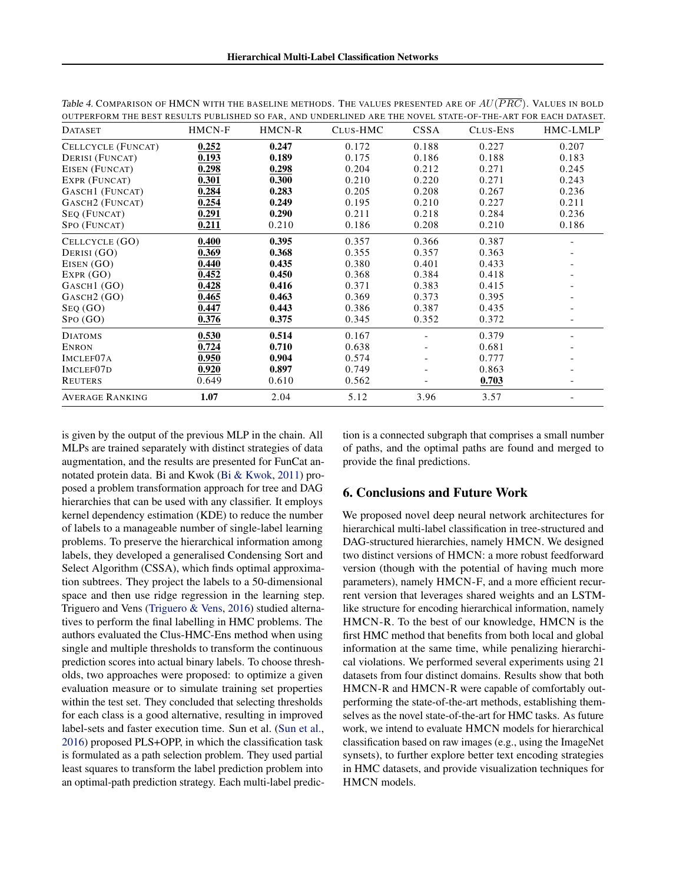Table 4. Comparison of HMCN with the baseline methods. The values presented are of $AU(\overline{PRC})$. Values in bold outperform the best results published so far, and underlined are the novel state-of-the-art for each dataset.

| Dataset | HMCN-F | HMCN-R | Clus-HMC | CSSA | Clus-Ens | HMC-LMLP |
|---|---|---|---|---|---|---|
| Cellcycle (FunCat) | **<u>0.252</u>** | **0.247** | 0.172 | 0.188 | 0.227 | 0.207 |
| Derisi (FunCat) | **<u>0.193</u>** | **0.189** | 0.175 | 0.186 | 0.188 | 0.183 |
| Eisen (FunCat) | **<u>0.298</u>** | **<u>0.298</u>** | 0.204 | 0.212 | 0.271 | 0.245 |
| Expr (FunCat) | **<u>0.301</u>** | **0.300** | 0.210 | 0.220 | 0.271 | 0.243 |
| Gasch1 (FunCat) | **<u>0.284</u>** | **0.283** | 0.205 | 0.208 | 0.267 | 0.236 |
| Gasch2 (FunCat) | **<u>0.254</u>** | **0.249** | 0.195 | 0.210 | 0.227 | 0.211 |
| Seq (FunCat) | **<u>0.291</u>** | **0.290** | 0.211 | 0.218 | 0.284 | 0.236 |
| Spo (FunCat) | **<u>0.211</u>** | 0.210 | 0.186 | 0.208 | 0.210 | 0.186 |
| Cellcycle (GO) | **<u>0.400</u>** | **0.395** | 0.357 | 0.366 | 0.387 | - |
| Derisi (GO) | **<u>0.369</u>** | **0.368** | 0.355 | 0.357 | 0.363 | - |
| Eisen (GO) | **<u>0.440</u>** | **0.435** | 0.380 | 0.401 | 0.433 | - |
| Expr (GO) | **<u>0.452</u>** | **0.450** | 0.368 | 0.384 | 0.418 | - |
| Gasch1 (GO) | **<u>0.428</u>** | **0.416** | 0.371 | 0.383 | 0.415 | - |
| Gasch2 (GO) | **<u>0.465</u>** | **0.463** | 0.369 | 0.373 | 0.395 | - |
| Seq (GO) | **<u>0.447</u>** | **0.443** | 0.386 | 0.387 | 0.435 | - |
| Spo (GO) | **<u>0.376</u>** | **0.375** | 0.345 | 0.352 | 0.372 | - |
| Diatoms | **<u>0.530</u>** | **0.514** | 0.167 | - | 0.379 | - |
| Enron | **<u>0.724</u>** | **0.710** | 0.638 | - | 0.681 | - |
| ImCLEF07A | **<u>0.950</u>** | **0.904** | 0.574 | - | 0.777 | - |
| ImCLEF07D | **<u>0.920</u>** | **0.897** | 0.749 | - | 0.863 | - |
| Reuters | 0.649 | 0.610 | 0.562 | - | **<u>0.703</u>** | - |
| Average Ranking | **1.07** | 2.04 | 5.12 | 3.96 | 3.57 | - |

is given by the output of the previous MLP in the chain. All MLPs are trained separately with distinct strategies of data augmentation, and the results are presented for FunCat annotated protein data. Bi and Kwok (Bi & Kwok, 2011) proposed a problem transformation approach for tree and DAG hierarchies that can be used with any classifier. It employs kernel dependency estimation (KDE) to reduce the number of labels to a manageable number of single-label learning problems. To preserve the hierarchical information among labels, they developed a generalised Condensing Sort and Select Algorithm (CSSA), which finds optimal approximation subtrees. They project the labels to a 50-dimensional space and then use ridge regression in the learning step. Triguero and Vens (Triguero & Vens, 2016) studied alternatives to perform the final labelling in HMC problems. The authors evaluated the Clus-HMC-Ens method when using single and multiple thresholds to transform the continuous prediction scores into actual binary labels. To choose thresholds, two approaches were proposed: to optimize a given evaluation measure or to simulate training set properties within the test set. They concluded that selecting thresholds for each class is a good alternative, resulting in improved label-sets and faster execution time. Sun et al. (Sun et al., 2016) proposed PLS+OPP, in which the classification task is formulated as a path selection problem. They used partial least squares to transform the label prediction problem into an optimal-path prediction strategy. Each multi-label prediction is a connected subgraph that comprises a small number of paths, and the optimal paths are found and merged to provide the final predictions.

## 6. Conclusions and Future Work

We proposed novel deep neural network architectures for hierarchical multi-label classification in tree-structured and DAG-structured hierarchies, namely HMCN. We designed two distinct versions of HMCN: a more robust feedforward version (though with the potential of having much more parameters), namely HMCN-F, and a more efficient recurrent version that leverages shared weights and an LSTM-like structure for encoding hierarchical information, namely HMCN-R. To the best of our knowledge, HMCN is the first HMC method that benefits from both local and global information at the same time, while penalizing hierarchical violations. We performed several experiments using 21 datasets from four distinct domains. Results show that both HMCN-R and HMCN-R were capable of comfortably outperforming the state-of-the-art methods, establishing themselves as the novel state-of-the-art for HMC tasks. As future work, we intend to evaluate HMCN models for hierarchical classification based on raw images (e.g., using the ImageNet synsets), to further explore better text encoding strategies in HMC datasets, and provide visualization techniques for HMCN models.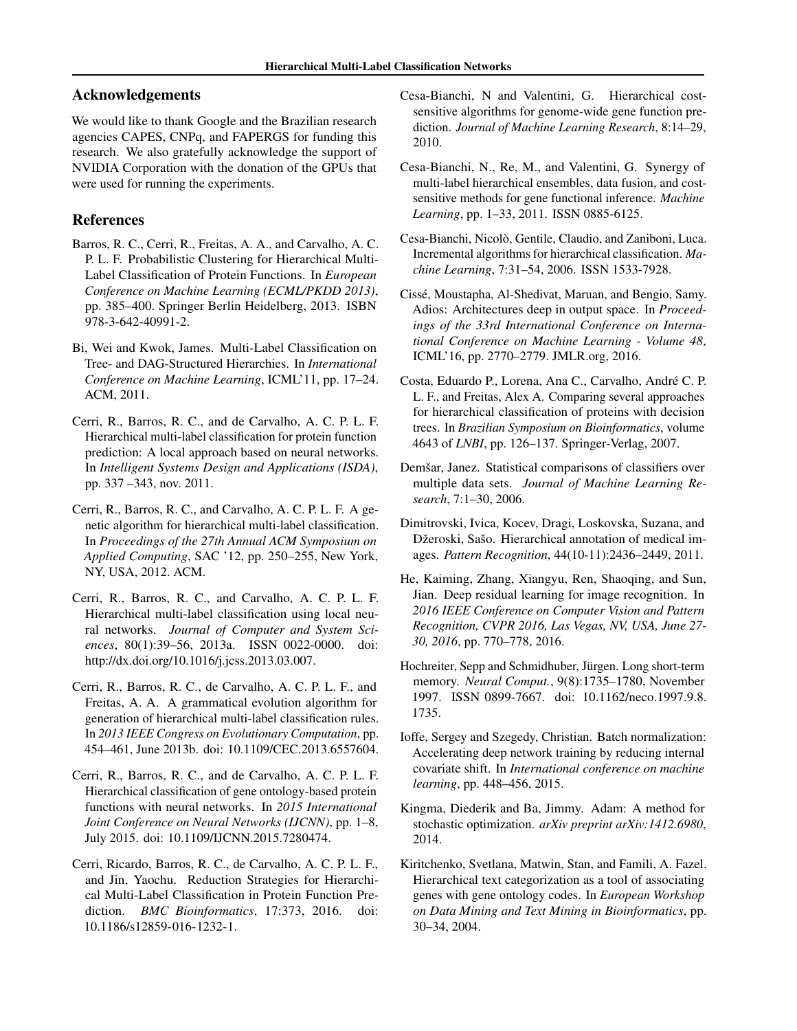## Acknowledgements

We would like to thank Google and the Brazilian research agencies CAPES, CNPq, and FAPERGS for funding this research. We also gratefully acknowledge the support of NVIDIA Corporation with the donation of the GPUs that were used for running the experiments.

## References

Barros, R. C., Cerri, R., Freitas, A. A., and Carvalho, A. C. P. L. F. Probabilistic Clustering for Hierarchical Multi-Label Classification of Protein Functions. In *European Conference on Machine Learning (ECML/PKDD 2013)*, pp. 385–400. Springer Berlin Heidelberg, 2013. ISBN 978-3-642-40991-2.

Bi, Wei and Kwok, James. Multi-Label Classification on Tree- and DAG-Structured Hierarchies. In *International Conference on Machine Learning*, ICML'11, pp. 17–24. ACM, 2011.

Cerri, R., Barros, R. C., and de Carvalho, A. C. P. L. F. Hierarchical multi-label classification for protein function prediction: A local approach based on neural networks. In *Intelligent Systems Design and Applications (ISDA)*, pp. 337 –343, nov. 2011.

Cerri, R., Barros, R. C., and Carvalho, A. C. P. L. F. A genetic algorithm for hierarchical multi-label classification. In *Proceedings of the 27th Annual ACM Symposium on Applied Computing*, SAC '12, pp. 250–255, New York, NY, USA, 2012. ACM.

Cerri, R., Barros, R. C., and Carvalho, A. C. P. L. F. Hierarchical multi-label classification using local neural networks. *Journal of Computer and System Sciences*, 80(1):39–56, 2013a. ISSN 0022-0000. doi: http://dx.doi.org/10.1016/j.jcss.2013.03.007.

Cerri, R., Barros, R. C., de Carvalho, A. C. P. L. F., and Freitas, A. A. A grammatical evolution algorithm for generation of hierarchical multi-label classification rules. In *2013 IEEE Congress on Evolutionary Computation*, pp. 454–461, June 2013b. doi: 10.1109/CEC.2013.6557604.

Cerri, R., Barros, R. C., and de Carvalho, A. C. P. L. F. Hierarchical classification of gene ontology-based protein functions with neural networks. In *2015 International Joint Conference on Neural Networks (IJCNN)*, pp. 1–8, July 2015. doi: 10.1109/IJCNN.2015.7280474.

Cerri, Ricardo, Barros, R. C., de Carvalho, A. C. P. L. F., and Jin, Yaochu. Reduction Strategies for Hierarchical Multi-Label Classification in Protein Function Prediction. *BMC Bioinformatics*, 17:373, 2016. doi: 10.1186/s12859-016-1232-1.

Cesa-Bianchi, N and Valentini, G. Hierarchical cost-sensitive algorithms for genome-wide gene function prediction. *Journal of Machine Learning Research*, 8:14–29, 2010.

Cesa-Bianchi, N., Re, M., and Valentini, G. Synergy of multi-label hierarchical ensembles, data fusion, and cost-sensitive methods for gene functional inference. *Machine Learning*, pp. 1–33, 2011. ISSN 0885-6125.

Cesa-Bianchi, Nicolò, Gentile, Claudio, and Zaniboni, Luca. Incremental algorithms for hierarchical classification. *Machine Learning*, 7:31–54, 2006. ISSN 1533-7928.

Cissé, Moustapha, Al-Shedivat, Maruan, and Bengio, Samy. Adios: Architectures deep in output space. In *Proceedings of the 33rd International Conference on International Conference on Machine Learning - Volume 48*, ICML'16, pp. 2770–2779. JMLR.org, 2016.

Costa, Eduardo P., Lorena, Ana C., Carvalho, André C. P. L. F., and Freitas, Alex A. Comparing several approaches for hierarchical classification of proteins with decision trees. In *Brazilian Symposium on Bioinformatics*, volume 4643 of *LNBI*, pp. 126–137. Springer-Verlag, 2007.

Demšar, Janez. Statistical comparisons of classifiers over multiple data sets. *Journal of Machine Learning Research*, 7:1–30, 2006.

Dimitrovski, Ivica, Kocev, Dragi, Loskovska, Suzana, and Džeroski, Sašo. Hierarchical annotation of medical images. *Pattern Recognition*, 44(10-11):2436–2449, 2011.

He, Kaiming, Zhang, Xiangyu, Ren, Shaoqing, and Sun, Jian. Deep residual learning for image recognition. In *2016 IEEE Conference on Computer Vision and Pattern Recognition, CVPR 2016, Las Vegas, NV, USA, June 27-30, 2016*, pp. 770–778, 2016.

Hochreiter, Sepp and Schmidhuber, Jürgen. Long short-term memory. *Neural Comput.*, 9(8):1735–1780, November 1997. ISSN 0899-7667. doi: 10.1162/neco.1997.9.8.1735.

Ioffe, Sergey and Szegedy, Christian. Batch normalization: Accelerating deep network training by reducing internal covariate shift. In *International conference on machine learning*, pp. 448–456, 2015.

Kingma, Diederik and Ba, Jimmy. Adam: A method for stochastic optimization. *arXiv preprint arXiv:1412.6980*, 2014.

Kiritchenko, Svetlana, Matwin, Stan, and Famili, A. Fazel. Hierarchical text categorization as a tool of associating genes with gene ontology codes. In *European Workshop on Data Mining and Text Mining in Bioinformatics*, pp. 30–34, 2004.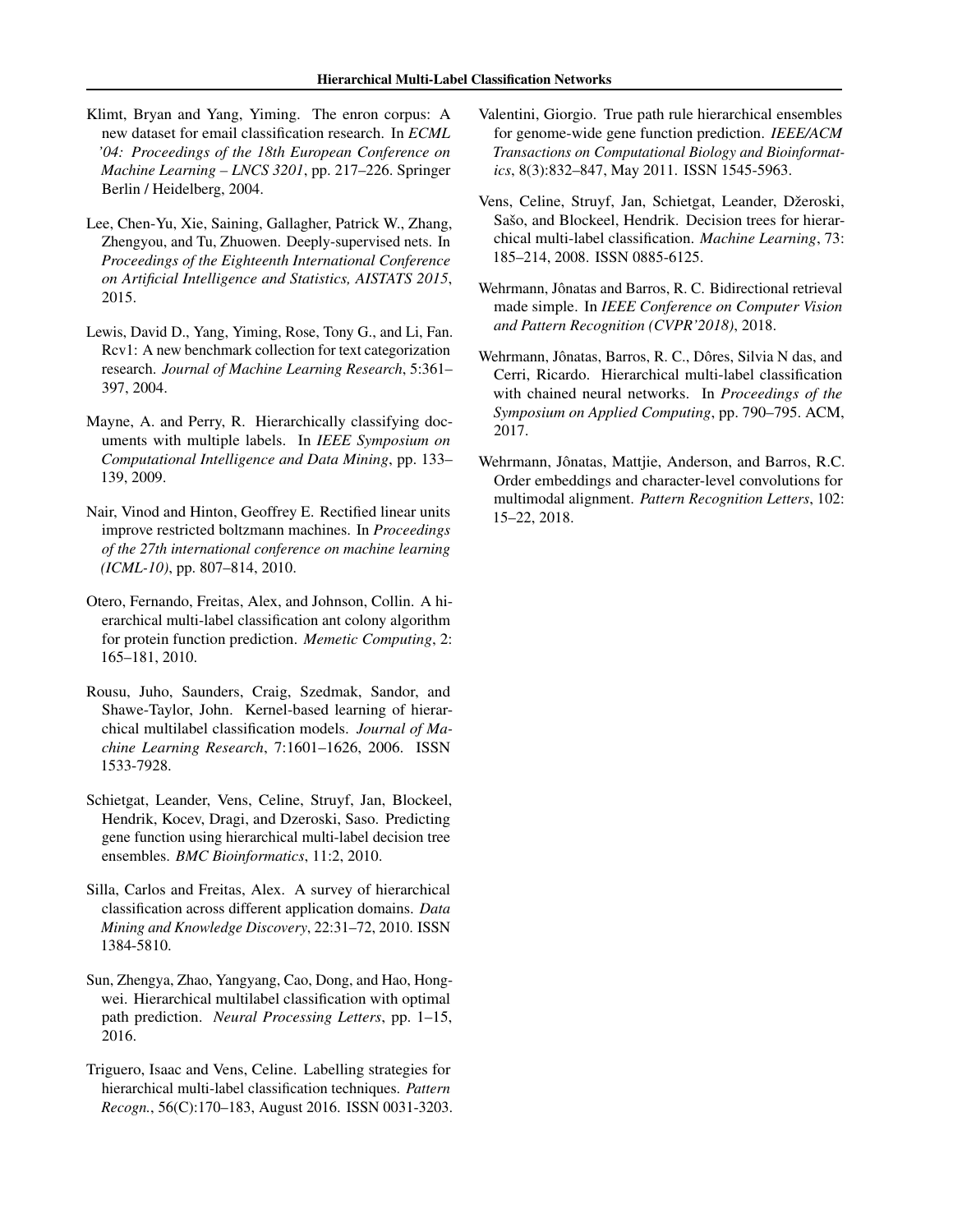Klimt, Bryan and Yang, Yiming. The enron corpus: A new dataset for email classification research. In *ECML '04: Proceedings of the 18th European Conference on Machine Learning – LNCS 3201*, pp. 217–226. Springer Berlin / Heidelberg, 2004.

Lee, Chen-Yu, Xie, Saining, Gallagher, Patrick W., Zhang, Zhengyou, and Tu, Zhuowen. Deeply-supervised nets. In *Proceedings of the Eighteenth International Conference on Artificial Intelligence and Statistics, AISTATS 2015*, 2015.

Lewis, David D., Yang, Yiming, Rose, Tony G., and Li, Fan. Rcv1: A new benchmark collection for text categorization research. *Journal of Machine Learning Research*, 5:361–397, 2004.

Mayne, A. and Perry, R. Hierarchically classifying documents with multiple labels. In *IEEE Symposium on Computational Intelligence and Data Mining*, pp. 133–139, 2009.

Nair, Vinod and Hinton, Geoffrey E. Rectified linear units improve restricted boltzmann machines. In *Proceedings of the 27th international conference on machine learning (ICML-10)*, pp. 807–814, 2010.

Otero, Fernando, Freitas, Alex, and Johnson, Collin. A hierarchical multi-label classification ant colony algorithm for protein function prediction. *Memetic Computing*, 2: 165–181, 2010.

Rousu, Juho, Saunders, Craig, Szedmak, Sandor, and Shawe-Taylor, John. Kernel-based learning of hierarchical multilabel classification models. *Journal of Machine Learning Research*, 7:1601–1626, 2006. ISSN 1533-7928.

Schietgat, Leander, Vens, Celine, Struyf, Jan, Blockeel, Hendrik, Kocev, Dragi, and Dzeroski, Saso. Predicting gene function using hierarchical multi-label decision tree ensembles. *BMC Bioinformatics*, 11:2, 2010.

Silla, Carlos and Freitas, Alex. A survey of hierarchical classification across different application domains. *Data Mining and Knowledge Discovery*, 22:31–72, 2010. ISSN 1384-5810.

Sun, Zhengya, Zhao, Yangyang, Cao, Dong, and Hao, Hongwei. Hierarchical multilabel classification with optimal path prediction. *Neural Processing Letters*, pp. 1–15, 2016.

Triguero, Isaac and Vens, Celine. Labelling strategies for hierarchical multi-label classification techniques. *Pattern Recogn.*, 56(C):170–183, August 2016. ISSN 0031-3203.

Valentini, Giorgio. True path rule hierarchical ensembles for genome-wide gene function prediction. *IEEE/ACM Transactions on Computational Biology and Bioinformatics*, 8(3):832–847, May 2011. ISSN 1545-5963.

Vens, Celine, Struyf, Jan, Schietgat, Leander, Džeroski, Sašo, and Blockeel, Hendrik. Decision trees for hierarchical multi-label classification. *Machine Learning*, 73: 185–214, 2008. ISSN 0885-6125.

Wehrmann, Jônatas and Barros, R. C. Bidirectional retrieval made simple. In *IEEE Conference on Computer Vision and Pattern Recognition (CVPR'2018)*, 2018.

Wehrmann, Jônatas, Barros, R. C., Dôres, Silvia N das, and Cerri, Ricardo. Hierarchical multi-label classification with chained neural networks. In *Proceedings of the Symposium on Applied Computing*, pp. 790–795. ACM, 2017.

Wehrmann, Jônatas, Mattjie, Anderson, and Barros, R.C. Order embeddings and character-level convolutions for multimodal alignment. *Pattern Recognition Letters*, 102: 15–22, 2018.